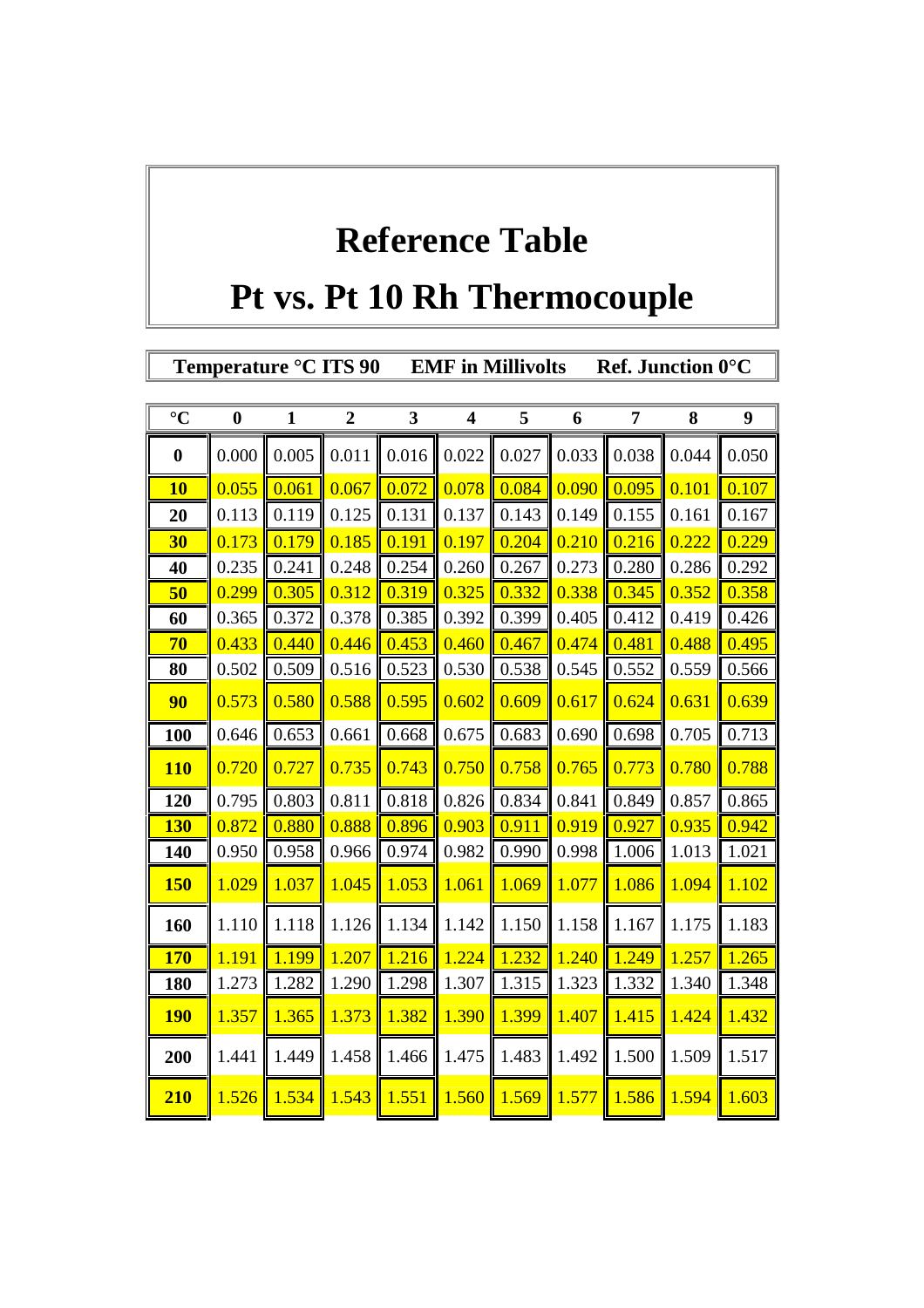# Reference Table

# Pt vs. Pt 10 Rh Thermocouple

**Temperature °C ITS 90 EMF in Millivolts Ref. Junction 0°C**

| °C | 0 | 1 | 2 | 3 | 4 | 5 | 6 | 7 | 8 | 9 |
|---|---|---|---|---|---|---|---|---|---|---|
| **0** | 0.000 | 0.005 | 0.011 | 0.016 | 0.022 | 0.027 | 0.033 | 0.038 | 0.044 | 0.050 |
| **10** | 0.055 | 0.061 | 0.067 | 0.072 | 0.078 | 0.084 | 0.090 | 0.095 | 0.101 | 0.107 |
| **20** | 0.113 | 0.119 | 0.125 | 0.131 | 0.137 | 0.143 | 0.149 | 0.155 | 0.161 | 0.167 |
| **30** | 0.173 | 0.179 | 0.185 | 0.191 | 0.197 | 0.204 | 0.210 | 0.216 | 0.222 | 0.229 |
| **40** | 0.235 | 0.241 | 0.248 | 0.254 | 0.260 | 0.267 | 0.273 | 0.280 | 0.286 | 0.292 |
| **50** | 0.299 | 0.305 | 0.312 | 0.319 | 0.325 | 0.332 | 0.338 | 0.345 | 0.352 | 0.358 |
| **60** | 0.365 | 0.372 | 0.378 | 0.385 | 0.392 | 0.399 | 0.405 | 0.412 | 0.419 | 0.426 |
| **70** | 0.433 | 0.440 | 0.446 | 0.453 | 0.460 | 0.467 | 0.474 | 0.481 | 0.488 | 0.495 |
| **80** | 0.502 | 0.509 | 0.516 | 0.523 | 0.530 | 0.538 | 0.545 | 0.552 | 0.559 | 0.566 |
| **90** | 0.573 | 0.580 | 0.588 | 0.595 | 0.602 | 0.609 | 0.617 | 0.624 | 0.631 | 0.639 |
| **100** | 0.646 | 0.653 | 0.661 | 0.668 | 0.675 | 0.683 | 0.690 | 0.698 | 0.705 | 0.713 |
| **110** | 0.720 | 0.727 | 0.735 | 0.743 | 0.750 | 0.758 | 0.765 | 0.773 | 0.780 | 0.788 |
| **120** | 0.795 | 0.803 | 0.811 | 0.818 | 0.826 | 0.834 | 0.841 | 0.849 | 0.857 | 0.865 |
| **130** | 0.872 | 0.880 | 0.888 | 0.896 | 0.903 | 0.911 | 0.919 | 0.927 | 0.935 | 0.942 |
| **140** | 0.950 | 0.958 | 0.966 | 0.974 | 0.982 | 0.990 | 0.998 | 1.006 | 1.013 | 1.021 |
| **150** | 1.029 | 1.037 | 1.045 | 1.053 | 1.061 | 1.069 | 1.077 | 1.086 | 1.094 | 1.102 |
| **160** | 1.110 | 1.118 | 1.126 | 1.134 | 1.142 | 1.150 | 1.158 | 1.167 | 1.175 | 1.183 |
| **170** | 1.191 | 1.199 | 1.207 | 1.216 | 1.224 | 1.232 | 1.240 | 1.249 | 1.257 | 1.265 |
| **180** | 1.273 | 1.282 | 1.290 | 1.298 | 1.307 | 1.315 | 1.323 | 1.332 | 1.340 | 1.348 |
| **190** | 1.357 | 1.365 | 1.373 | 1.382 | 1.390 | 1.399 | 1.407 | 1.415 | 1.424 | 1.432 |
| **200** | 1.441 | 1.449 | 1.458 | 1.466 | 1.475 | 1.483 | 1.492 | 1.500 | 1.509 | 1.517 |
| **210** | 1.526 | 1.534 | 1.543 | 1.551 | 1.560 | 1.569 | 1.577 | 1.586 | 1.594 | 1.603 |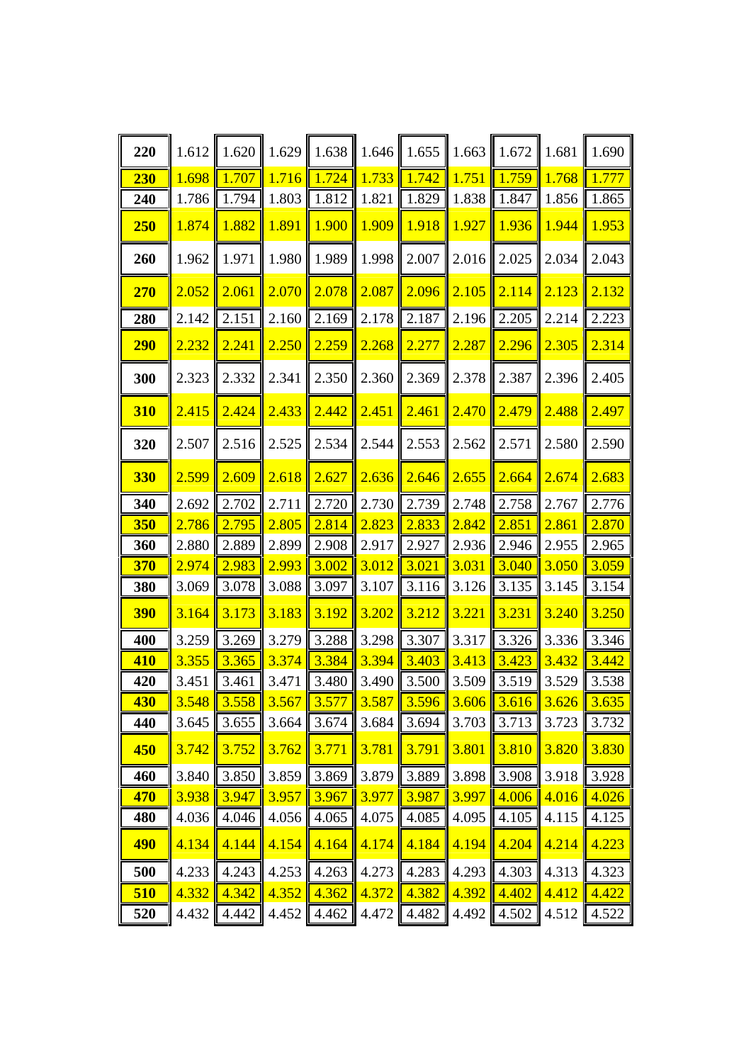| 220 | 1.612 | 1.620 | 1.629 | 1.638 | 1.646 | 1.655 | 1.663 | 1.672 | 1.681 | 1.690 |
|---|---|---|---|---|---|---|---|---|---|---|
| **230** | 1.698 | 1.707 | 1.716 | 1.724 | 1.733 | 1.742 | 1.751 | 1.759 | 1.768 | 1.777 |
| **240** | 1.786 | 1.794 | 1.803 | 1.812 | 1.821 | 1.829 | 1.838 | 1.847 | 1.856 | 1.865 |
| **250** | 1.874 | 1.882 | 1.891 | 1.900 | 1.909 | 1.918 | 1.927 | 1.936 | 1.944 | 1.953 |
| **260** | 1.962 | 1.971 | 1.980 | 1.989 | 1.998 | 2.007 | 2.016 | 2.025 | 2.034 | 2.043 |
| **270** | 2.052 | 2.061 | 2.070 | 2.078 | 2.087 | 2.096 | 2.105 | 2.114 | 2.123 | 2.132 |
| **280** | 2.142 | 2.151 | 2.160 | 2.169 | 2.178 | 2.187 | 2.196 | 2.205 | 2.214 | 2.223 |
| **290** | 2.232 | 2.241 | 2.250 | 2.259 | 2.268 | 2.277 | 2.287 | 2.296 | 2.305 | 2.314 |
| **300** | 2.323 | 2.332 | 2.341 | 2.350 | 2.360 | 2.369 | 2.378 | 2.387 | 2.396 | 2.405 |
| **310** | 2.415 | 2.424 | 2.433 | 2.442 | 2.451 | 2.461 | 2.470 | 2.479 | 2.488 | 2.497 |
| **320** | 2.507 | 2.516 | 2.525 | 2.534 | 2.544 | 2.553 | 2.562 | 2.571 | 2.580 | 2.590 |
| **330** | 2.599 | 2.609 | 2.618 | 2.627 | 2.636 | 2.646 | 2.655 | 2.664 | 2.674 | 2.683 |
| **340** | 2.692 | 2.702 | 2.711 | 2.720 | 2.730 | 2.739 | 2.748 | 2.758 | 2.767 | 2.776 |
| **350** | 2.786 | 2.795 | 2.805 | 2.814 | 2.823 | 2.833 | 2.842 | 2.851 | 2.861 | 2.870 |
| **360** | 2.880 | 2.889 | 2.899 | 2.908 | 2.917 | 2.927 | 2.936 | 2.946 | 2.955 | 2.965 |
| **370** | 2.974 | 2.983 | 2.993 | 3.002 | 3.012 | 3.021 | 3.031 | 3.040 | 3.050 | 3.059 |
| **380** | 3.069 | 3.078 | 3.088 | 3.097 | 3.107 | 3.116 | 3.126 | 3.135 | 3.145 | 3.154 |
| **390** | 3.164 | 3.173 | 3.183 | 3.192 | 3.202 | 3.212 | 3.221 | 3.231 | 3.240 | 3.250 |
| **400** | 3.259 | 3.269 | 3.279 | 3.288 | 3.298 | 3.307 | 3.317 | 3.326 | 3.336 | 3.346 |
| **410** | 3.355 | 3.365 | 3.374 | 3.384 | 3.394 | 3.403 | 3.413 | 3.423 | 3.432 | 3.442 |
| **420** | 3.451 | 3.461 | 3.471 | 3.480 | 3.490 | 3.500 | 3.509 | 3.519 | 3.529 | 3.538 |
| **430** | 3.548 | 3.558 | 3.567 | 3.577 | 3.587 | 3.596 | 3.606 | 3.616 | 3.626 | 3.635 |
| **440** | 3.645 | 3.655 | 3.664 | 3.674 | 3.684 | 3.694 | 3.703 | 3.713 | 3.723 | 3.732 |
| **450** | 3.742 | 3.752 | 3.762 | 3.771 | 3.781 | 3.791 | 3.801 | 3.810 | 3.820 | 3.830 |
| **460** | 3.840 | 3.850 | 3.859 | 3.869 | 3.879 | 3.889 | 3.898 | 3.908 | 3.918 | 3.928 |
| **470** | 3.938 | 3.947 | 3.957 | 3.967 | 3.977 | 3.987 | 3.997 | 4.006 | 4.016 | 4.026 |
| **480** | 4.036 | 4.046 | 4.056 | 4.065 | 4.075 | 4.085 | 4.095 | 4.105 | 4.115 | 4.125 |
| **490** | 4.134 | 4.144 | 4.154 | 4.164 | 4.174 | 4.184 | 4.194 | 4.204 | 4.214 | 4.223 |
| **500** | 4.233 | 4.243 | 4.253 | 4.263 | 4.273 | 4.283 | 4.293 | 4.303 | 4.313 | 4.323 |
| **510** | 4.332 | 4.342 | 4.352 | 4.362 | 4.372 | 4.382 | 4.392 | 4.402 | 4.412 | 4.422 |
| **520** | 4.432 | 4.442 | 4.452 | 4.462 | 4.472 | 4.482 | 4.492 | 4.502 | 4.512 | 4.522 |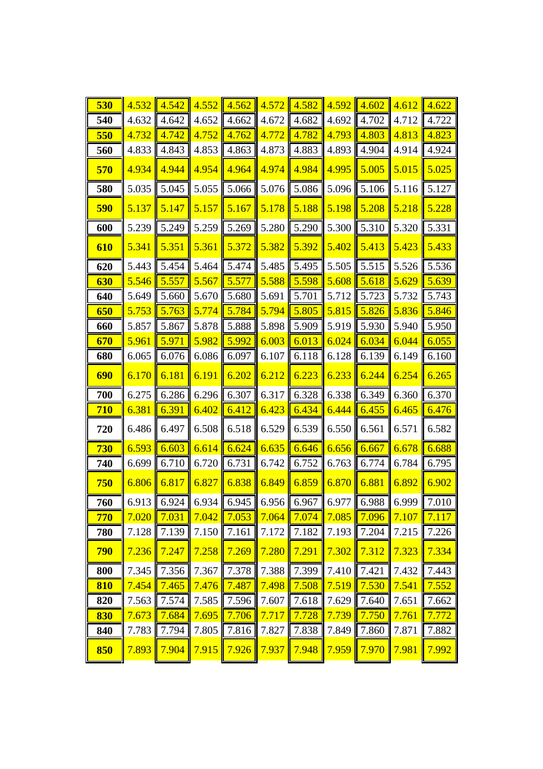| 530 | 4.532 | 4.542 | 4.552 | 4.562 | 4.572 | 4.582 | 4.592 | 4.602 | 4.612 | 4.622 |
|---|---|---|---|---|---|---|---|---|---|---|
| 540 | 4.632 | 4.642 | 4.652 | 4.662 | 4.672 | 4.682 | 4.692 | 4.702 | 4.712 | 4.722 |
| 550 | 4.732 | 4.742 | 4.752 | 4.762 | 4.772 | 4.782 | 4.793 | 4.803 | 4.813 | 4.823 |
| 560 | 4.833 | 4.843 | 4.853 | 4.863 | 4.873 | 4.883 | 4.893 | 4.904 | 4.914 | 4.924 |
| 570 | 4.934 | 4.944 | 4.954 | 4.964 | 4.974 | 4.984 | 4.995 | 5.005 | 5.015 | 5.025 |
| 580 | 5.035 | 5.045 | 5.055 | 5.066 | 5.076 | 5.086 | 5.096 | 5.106 | 5.116 | 5.127 |
| 590 | 5.137 | 5.147 | 5.157 | 5.167 | 5.178 | 5.188 | 5.198 | 5.208 | 5.218 | 5.228 |
| 600 | 5.239 | 5.249 | 5.259 | 5.269 | 5.280 | 5.290 | 5.300 | 5.310 | 5.320 | 5.331 |
| 610 | 5.341 | 5.351 | 5.361 | 5.372 | 5.382 | 5.392 | 5.402 | 5.413 | 5.423 | 5.433 |
| 620 | 5.443 | 5.454 | 5.464 | 5.474 | 5.485 | 5.495 | 5.505 | 5.515 | 5.526 | 5.536 |
| 630 | 5.546 | 5.557 | 5.567 | 5.577 | 5.588 | 5.598 | 5.608 | 5.618 | 5.629 | 5.639 |
| 640 | 5.649 | 5.660 | 5.670 | 5.680 | 5.691 | 5.701 | 5.712 | 5.723 | 5.732 | 5.743 |
| 650 | 5.753 | 5.763 | 5.774 | 5.784 | 5.794 | 5.805 | 5.815 | 5.826 | 5.836 | 5.846 |
| 660 | 5.857 | 5.867 | 5.878 | 5.888 | 5.898 | 5.909 | 5.919 | 5.930 | 5.940 | 5.950 |
| 670 | 5.961 | 5.971 | 5.982 | 5.992 | 6.003 | 6.013 | 6.024 | 6.034 | 6.044 | 6.055 |
| 680 | 6.065 | 6.076 | 6.086 | 6.097 | 6.107 | 6.118 | 6.128 | 6.139 | 6.149 | 6.160 |
| 690 | 6.170 | 6.181 | 6.191 | 6.202 | 6.212 | 6.223 | 6.233 | 6.244 | 6.254 | 6.265 |
| 700 | 6.275 | 6.286 | 6.296 | 6.307 | 6.317 | 6.328 | 6.338 | 6.349 | 6.360 | 6.370 |
| 710 | 6.381 | 6.391 | 6.402 | 6.412 | 6.423 | 6.434 | 6.444 | 6.455 | 6.465 | 6.476 |
| 720 | 6.486 | 6.497 | 6.508 | 6.518 | 6.529 | 6.539 | 6.550 | 6.561 | 6.571 | 6.582 |
| 730 | 6.593 | 6.603 | 6.614 | 6.624 | 6.635 | 6.646 | 6.656 | 6.667 | 6.678 | 6.688 |
| 740 | 6.699 | 6.710 | 6.720 | 6.731 | 6.742 | 6.752 | 6.763 | 6.774 | 6.784 | 6.795 |
| 750 | 6.806 | 6.817 | 6.827 | 6.838 | 6.849 | 6.859 | 6.870 | 6.881 | 6.892 | 6.902 |
| 760 | 6.913 | 6.924 | 6.934 | 6.945 | 6.956 | 6.967 | 6.977 | 6.988 | 6.999 | 7.010 |
| 770 | 7.020 | 7.031 | 7.042 | 7.053 | 7.064 | 7.074 | 7.085 | 7.096 | 7.107 | 7.117 |
| 780 | 7.128 | 7.139 | 7.150 | 7.161 | 7.172 | 7.182 | 7.193 | 7.204 | 7.215 | 7.226 |
| 790 | 7.236 | 7.247 | 7.258 | 7.269 | 7.280 | 7.291 | 7.302 | 7.312 | 7.323 | 7.334 |
| 800 | 7.345 | 7.356 | 7.367 | 7.378 | 7.388 | 7.399 | 7.410 | 7.421 | 7.432 | 7.443 |
| 810 | 7.454 | 7.465 | 7.476 | 7.487 | 7.498 | 7.508 | 7.519 | 7.530 | 7.541 | 7.552 |
| 820 | 7.563 | 7.574 | 7.585 | 7.596 | 7.607 | 7.618 | 7.629 | 7.640 | 7.651 | 7.662 |
| 830 | 7.673 | 7.684 | 7.695 | 7.706 | 7.717 | 7.728 | 7.739 | 7.750 | 7.761 | 7.772 |
| 840 | 7.783 | 7.794 | 7.805 | 7.816 | 7.827 | 7.838 | 7.849 | 7.860 | 7.871 | 7.882 |
| 850 | 7.893 | 7.904 | 7.915 | 7.926 | 7.937 | 7.948 | 7.959 | 7.970 | 7.981 | 7.992 |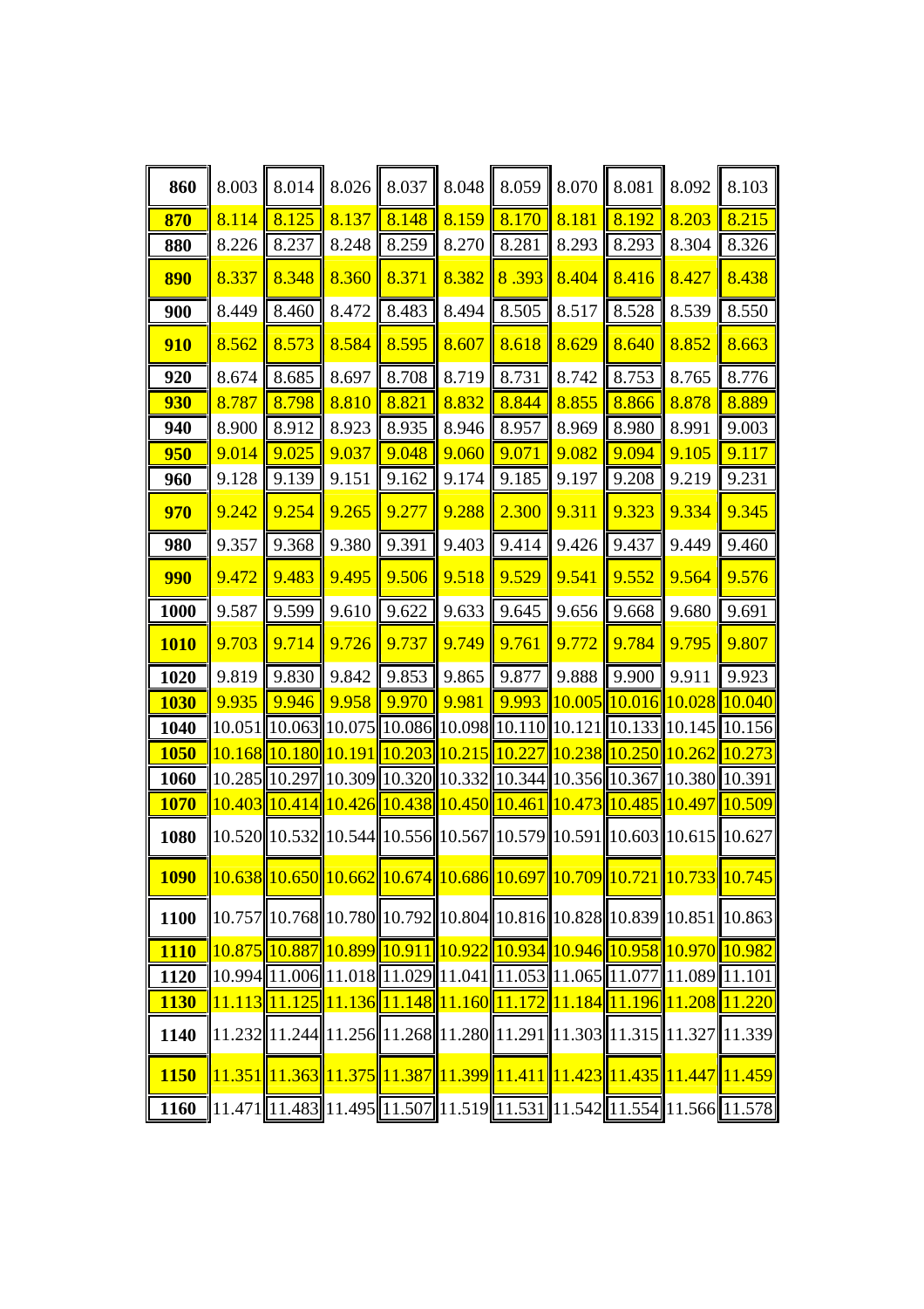| 860 | 8.003 | 8.014 | 8.026 | 8.037 | 8.048 | 8.059 | 8.070 | 8.081 | 8.092 | 8.103 |
|---|---|---|---|---|---|---|---|---|---|---|
| **870** | 8.114 | 8.125 | 8.137 | 8.148 | 8.159 | 8.170 | 8.181 | 8.192 | 8.203 | 8.215 |
| **880** | 8.226 | 8.237 | 8.248 | 8.259 | 8.270 | 8.281 | 8.293 | 8.293 | 8.304 | 8.326 |
| **890** | 8.337 | 8.348 | 8.360 | 8.371 | 8.382 | 8 .393 | 8.404 | 8.416 | 8.427 | 8.438 |
| **900** | 8.449 | 8.460 | 8.472 | 8.483 | 8.494 | 8.505 | 8.517 | 8.528 | 8.539 | 8.550 |
| **910** | 8.562 | 8.573 | 8.584 | 8.595 | 8.607 | 8.618 | 8.629 | 8.640 | 8.852 | 8.663 |
| **920** | 8.674 | 8.685 | 8.697 | 8.708 | 8.719 | 8.731 | 8.742 | 8.753 | 8.765 | 8.776 |
| **930** | 8.787 | 8.798 | 8.810 | 8.821 | 8.832 | 8.844 | 8.855 | 8.866 | 8.878 | 8.889 |
| **940** | 8.900 | 8.912 | 8.923 | 8.935 | 8.946 | 8.957 | 8.969 | 8.980 | 8.991 | 9.003 |
| **950** | 9.014 | 9.025 | 9.037 | 9.048 | 9.060 | 9.071 | 9.082 | 9.094 | 9.105 | 9.117 |
| **960** | 9.128 | 9.139 | 9.151 | 9.162 | 9.174 | 9.185 | 9.197 | 9.208 | 9.219 | 9.231 |
| **970** | 9.242 | 9.254 | 9.265 | 9.277 | 9.288 | 2.300 | 9.311 | 9.323 | 9.334 | 9.345 |
| **980** | 9.357 | 9.368 | 9.380 | 9.391 | 9.403 | 9.414 | 9.426 | 9.437 | 9.449 | 9.460 |
| **990** | 9.472 | 9.483 | 9.495 | 9.506 | 9.518 | 9.529 | 9.541 | 9.552 | 9.564 | 9.576 |
| **1000** | 9.587 | 9.599 | 9.610 | 9.622 | 9.633 | 9.645 | 9.656 | 9.668 | 9.680 | 9.691 |
| **1010** | 9.703 | 9.714 | 9.726 | 9.737 | 9.749 | 9.761 | 9.772 | 9.784 | 9.795 | 9.807 |
| **1020** | 9.819 | 9.830 | 9.842 | 9.853 | 9.865 | 9.877 | 9.888 | 9.900 | 9.911 | 9.923 |
| **1030** | 9.935 | 9.946 | 9.958 | 9.970 | 9.981 | 9.993 | 10.005 | 10.016 | 10.028 | 10.040 |
| **1040** | 10.051 | 10.063 | 10.075 | 10.086 | 10.098 | 10.110 | 10.121 | 10.133 | 10.145 | 10.156 |
| **1050** | 10.168 | 10.180 | 10.191 | 10.203 | 10.215 | 10.227 | 10.238 | 10.250 | 10.262 | 10.273 |
| **1060** | 10.285 | 10.297 | 10.309 | 10.320 | 10.332 | 10.344 | 10.356 | 10.367 | 10.380 | 10.391 |
| **1070** | 10.403 | 10.414 | 10.426 | 10.438 | 10.450 | 10.461 | 10.473 | 10.485 | 10.497 | 10.509 |
| **1080** | 10.520 | 10.532 | 10.544 | 10.556 | 10.567 | 10.579 | 10.591 | 10.603 | 10.615 | 10.627 |
| **1090** | 10.638 | 10.650 | 10.662 | 10.674 | 10.686 | 10.697 | 10.709 | 10.721 | 10.733 | 10.745 |
| **1100** | 10.757 | 10.768 | 10.780 | 10.792 | 10.804 | 10.816 | 10.828 | 10.839 | 10.851 | 10.863 |
| **1110** | 10.875 | 10.887 | 10.899 | 10.911 | 10.922 | 10.934 | 10.946 | 10.958 | 10.970 | 10.982 |
| **1120** | 10.994 | 11.006 | 11.018 | 11.029 | 11.041 | 11.053 | 11.065 | 11.077 | 11.089 | 11.101 |
| **1130** | 11.113 | 11.125 | 11.136 | 11.148 | 11.160 | 11.172 | 11.184 | 11.196 | 11.208 | 11.220 |
| **1140** | 11.232 | 11.244 | 11.256 | 11.268 | 11.280 | 11.291 | 11.303 | 11.315 | 11.327 | 11.339 |
| **1150** | 11.351 | 11.363 | 11.375 | 11.387 | 11.399 | 11.411 | 11.423 | 11.435 | 11.447 | 11.459 |
| **1160** | 11.471 | 11.483 | 11.495 | 11.507 | 11.519 | 11.531 | 11.542 | 11.554 | 11.566 | 11.578 |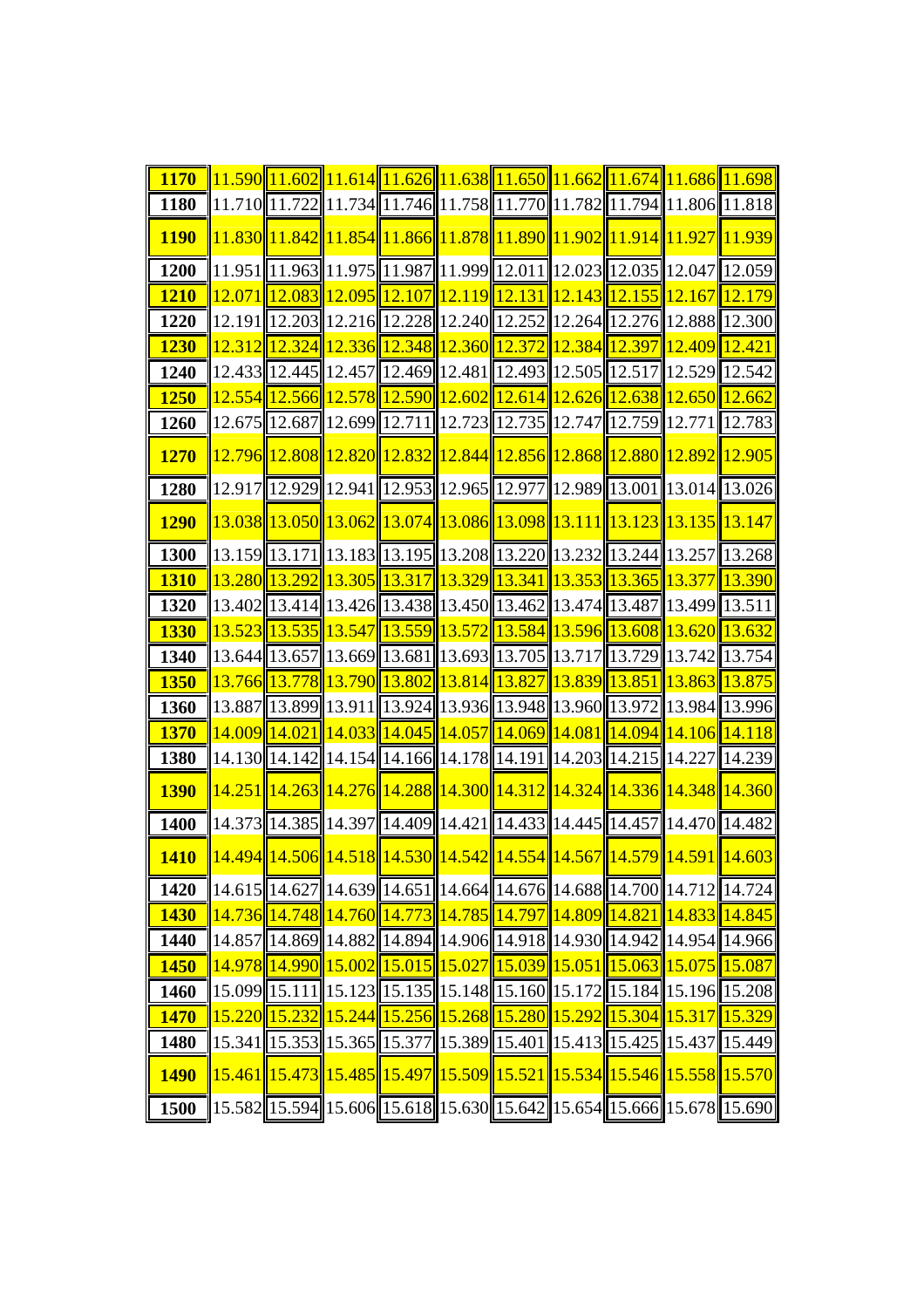| 1170 | 11.590 | 11.602 | 11.614 | 11.626 | 11.638 | 11.650 | 11.662 | 11.674 | 11.686 | 11.698 |
|---|---|---|---|---|---|---|---|---|---|---|
| 1180 | 11.710 | 11.722 | 11.734 | 11.746 | 11.758 | 11.770 | 11.782 | 11.794 | 11.806 | 11.818 |
| 1190 | 11.830 | 11.842 | 11.854 | 11.866 | 11.878 | 11.890 | 11.902 | 11.914 | 11.927 | 11.939 |
| 1200 | 11.951 | 11.963 | 11.975 | 11.987 | 11.999 | 12.011 | 12.023 | 12.035 | 12.047 | 12.059 |
| 1210 | 12.071 | 12.083 | 12.095 | 12.107 | 12.119 | 12.131 | 12.143 | 12.155 | 12.167 | 12.179 |
| 1220 | 12.191 | 12.203 | 12.216 | 12.228 | 12.240 | 12.252 | 12.264 | 12.276 | 12.888 | 12.300 |
| 1230 | 12.312 | 12.324 | 12.336 | 12.348 | 12.360 | 12.372 | 12.384 | 12.397 | 12.409 | 12.421 |
| 1240 | 12.433 | 12.445 | 12.457 | 12.469 | 12.481 | 12.493 | 12.505 | 12.517 | 12.529 | 12.542 |
| 1250 | 12.554 | 12.566 | 12.578 | 12.590 | 12.602 | 12.614 | 12.626 | 12.638 | 12.650 | 12.662 |
| 1260 | 12.675 | 12.687 | 12.699 | 12.711 | 12.723 | 12.735 | 12.747 | 12.759 | 12.771 | 12.783 |
| 1270 | 12.796 | 12.808 | 12.820 | 12.832 | 12.844 | 12.856 | 12.868 | 12.880 | 12.892 | 12.905 |
| 1280 | 12.917 | 12.929 | 12.941 | 12.953 | 12.965 | 12.977 | 12.989 | 13.001 | 13.014 | 13.026 |
| 1290 | 13.038 | 13.050 | 13.062 | 13.074 | 13.086 | 13.098 | 13.111 | 13.123 | 13.135 | 13.147 |
| 1300 | 13.159 | 13.171 | 13.183 | 13.195 | 13.208 | 13.220 | 13.232 | 13.244 | 13.257 | 13.268 |
| 1310 | 13.280 | 13.292 | 13.305 | 13.317 | 13.329 | 13.341 | 13.353 | 13.365 | 13.377 | 13.390 |
| 1320 | 13.402 | 13.414 | 13.426 | 13.438 | 13.450 | 13.462 | 13.474 | 13.487 | 13.499 | 13.511 |
| 1330 | 13.523 | 13.535 | 13.547 | 13.559 | 13.572 | 13.584 | 13.596 | 13.608 | 13.620 | 13.632 |
| 1340 | 13.644 | 13.657 | 13.669 | 13.681 | 13.693 | 13.705 | 13.717 | 13.729 | 13.742 | 13.754 |
| 1350 | 13.766 | 13.778 | 13.790 | 13.802 | 13.814 | 13.827 | 13.839 | 13.851 | 13.863 | 13.875 |
| 1360 | 13.887 | 13.899 | 13.911 | 13.924 | 13.936 | 13.948 | 13.960 | 13.972 | 13.984 | 13.996 |
| 1370 | 14.009 | 14.021 | 14.033 | 14.045 | 14.057 | 14.069 | 14.081 | 14.094 | 14.106 | 14.118 |
| 1380 | 14.130 | 14.142 | 14.154 | 14.166 | 14.178 | 14.191 | 14.203 | 14.215 | 14.227 | 14.239 |
| 1390 | 14.251 | 14.263 | 14.276 | 14.288 | 14.300 | 14.312 | 14.324 | 14.336 | 14.348 | 14.360 |
| 1400 | 14.373 | 14.385 | 14.397 | 14.409 | 14.421 | 14.433 | 14.445 | 14.457 | 14.470 | 14.482 |
| 1410 | 14.494 | 14.506 | 14.518 | 14.530 | 14.542 | 14.554 | 14.567 | 14.579 | 14.591 | 14.603 |
| 1420 | 14.615 | 14.627 | 14.639 | 14.651 | 14.664 | 14.676 | 14.688 | 14.700 | 14.712 | 14.724 |
| 1430 | 14.736 | 14.748 | 14.760 | 14.773 | 14.785 | 14.797 | 14.809 | 14.821 | 14.833 | 14.845 |
| 1440 | 14.857 | 14.869 | 14.882 | 14.894 | 14.906 | 14.918 | 14.930 | 14.942 | 14.954 | 14.966 |
| 1450 | 14.978 | 14.990 | 15.002 | 15.015 | 15.027 | 15.039 | 15.051 | 15.063 | 15.075 | 15.087 |
| 1460 | 15.099 | 15.111 | 15.123 | 15.135 | 15.148 | 15.160 | 15.172 | 15.184 | 15.196 | 15.208 |
| 1470 | 15.220 | 15.232 | 15.244 | 15.256 | 15.268 | 15.280 | 15.292 | 15.304 | 15.317 | 15.329 |
| 1480 | 15.341 | 15.353 | 15.365 | 15.377 | 15.389 | 15.401 | 15.413 | 15.425 | 15.437 | 15.449 |
| 1490 | 15.461 | 15.473 | 15.485 | 15.497 | 15.509 | 15.521 | 15.534 | 15.546 | 15.558 | 15.570 |
| 1500 | 15.582 | 15.594 | 15.606 | 15.618 | 15.630 | 15.642 | 15.654 | 15.666 | 15.678 | 15.690 |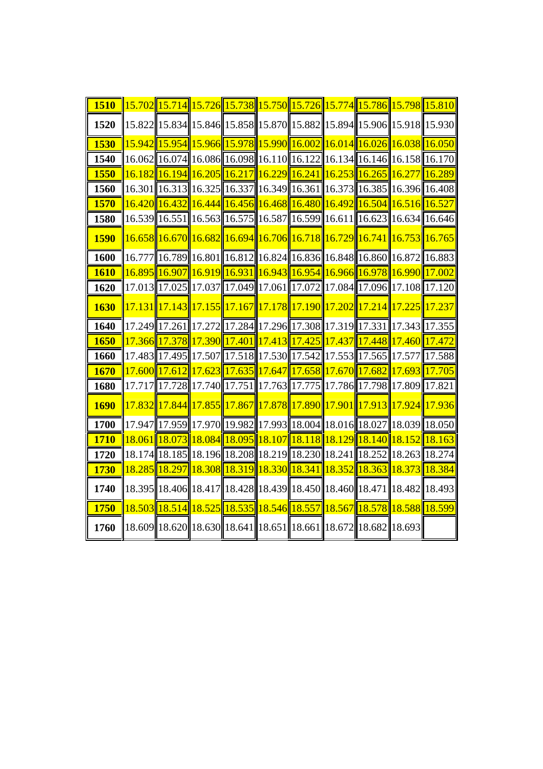| | | | | | | | | | | |
|---|---|---|---|---|---|---|---|---|---|---|
| **1510** | 15.702 | 15.714 | 15.726 | 15.738 | 15.750 | 15.726 | 15.774 | 15.786 | 15.798 | 15.810 |
| **1520** | 15.822 | 15.834 | 15.846 | 15.858 | 15.870 | 15.882 | 15.894 | 15.906 | 15.918 | 15.930 |
| **1530** | 15.942 | 15.954 | 15.966 | 15.978 | 15.990 | 16.002 | 16.014 | 16.026 | 16.038 | 16.050 |
| **1540** | 16.062 | 16.074 | 16.086 | 16.098 | 16.110 | 16.122 | 16.134 | 16.146 | 16.158 | 16.170 |
| **1550** | 16.182 | 16.194 | 16.205 | 16.217 | 16.229 | 16.241 | 16.253 | 16.265 | 16.277 | 16.289 |
| **1560** | 16.301 | 16.313 | 16.325 | 16.337 | 16.349 | 16.361 | 16.373 | 16.385 | 16.396 | 16.408 |
| **1570** | 16.420 | 16.432 | 16.444 | 16.456 | 16.468 | 16.480 | 16.492 | 16.504 | 16.516 | 16.527 |
| **1580** | 16.539 | 16.551 | 16.563 | 16.575 | 16.587 | 16.599 | 16.611 | 16.623 | 16.634 | 16.646 |
| **1590** | 16.658 | 16.670 | 16.682 | 16.694 | 16.706 | 16.718 | 16.729 | 16.741 | 16.753 | 16.765 |
| **1600** | 16.777 | 16.789 | 16.801 | 16.812 | 16.824 | 16.836 | 16.848 | 16.860 | 16.872 | 16.883 |
| **1610** | 16.895 | 16.907 | 16.919 | 16.931 | 16.943 | 16.954 | 16.966 | 16.978 | 16.990 | 17.002 |
| **1620** | 17.013 | 17.025 | 17.037 | 17.049 | 17.061 | 17.072 | 17.084 | 17.096 | 17.108 | 17.120 |
| **1630** | 17.131 | 17.143 | 17.155 | 17.167 | 17.178 | 17.190 | 17.202 | 17.214 | 17.225 | 17.237 |
| **1640** | 17.249 | 17.261 | 17.272 | 17.284 | 17.296 | 17.308 | 17.319 | 17.331 | 17.343 | 17.355 |
| **1650** | 17.366 | 17.378 | 17.390 | 17.401 | 17.413 | 17.425 | 17.437 | 17.448 | 17.460 | 17.472 |
| **1660** | 17.483 | 17.495 | 17.507 | 17.518 | 17.530 | 17.542 | 17.553 | 17.565 | 17.577 | 17.588 |
| **1670** | 17.600 | 17.612 | 17.623 | 17.635 | 17.647 | 17.658 | 17.670 | 17.682 | 17.693 | 17.705 |
| **1680** | 17.717 | 17.728 | 17.740 | 17.751 | 17.763 | 17.775 | 17.786 | 17.798 | 17.809 | 17.821 |
| **1690** | 17.832 | 17.844 | 17.855 | 17.867 | 17.878 | 17.890 | 17.901 | 17.913 | 17.924 | 17.936 |
| **1700** | 17.947 | 17.959 | 17.970 | 19.982 | 17.993 | 18.004 | 18.016 | 18.027 | 18.039 | 18.050 |
| **1710** | 18.061 | 18.073 | 18.084 | 18.095 | 18.107 | 18.118 | 18.129 | 18.140 | 18.152 | 18.163 |
| **1720** | 18.174 | 18.185 | 18.196 | 18.208 | 18.219 | 18.230 | 18.241 | 18.252 | 18.263 | 18.274 |
| **1730** | 18.285 | 18.297 | 18.308 | 18.319 | 18.330 | 18.341 | 18.352 | 18.363 | 18.373 | 18.384 |
| **1740** | 18.395 | 18.406 | 18.417 | 18.428 | 18.439 | 18.450 | 18.460 | 18.471 | 18.482 | 18.493 |
| **1750** | 18.503 | 18.514 | 18.525 | 18.535 | 18.546 | 18.557 | 18.567 | 18.578 | 18.588 | 18.599 |
| **1760** | 18.609 | 18.620 | 18.630 | 18.641 | 18.651 | 18.661 | 18.672 | 18.682 | 18.693 | |